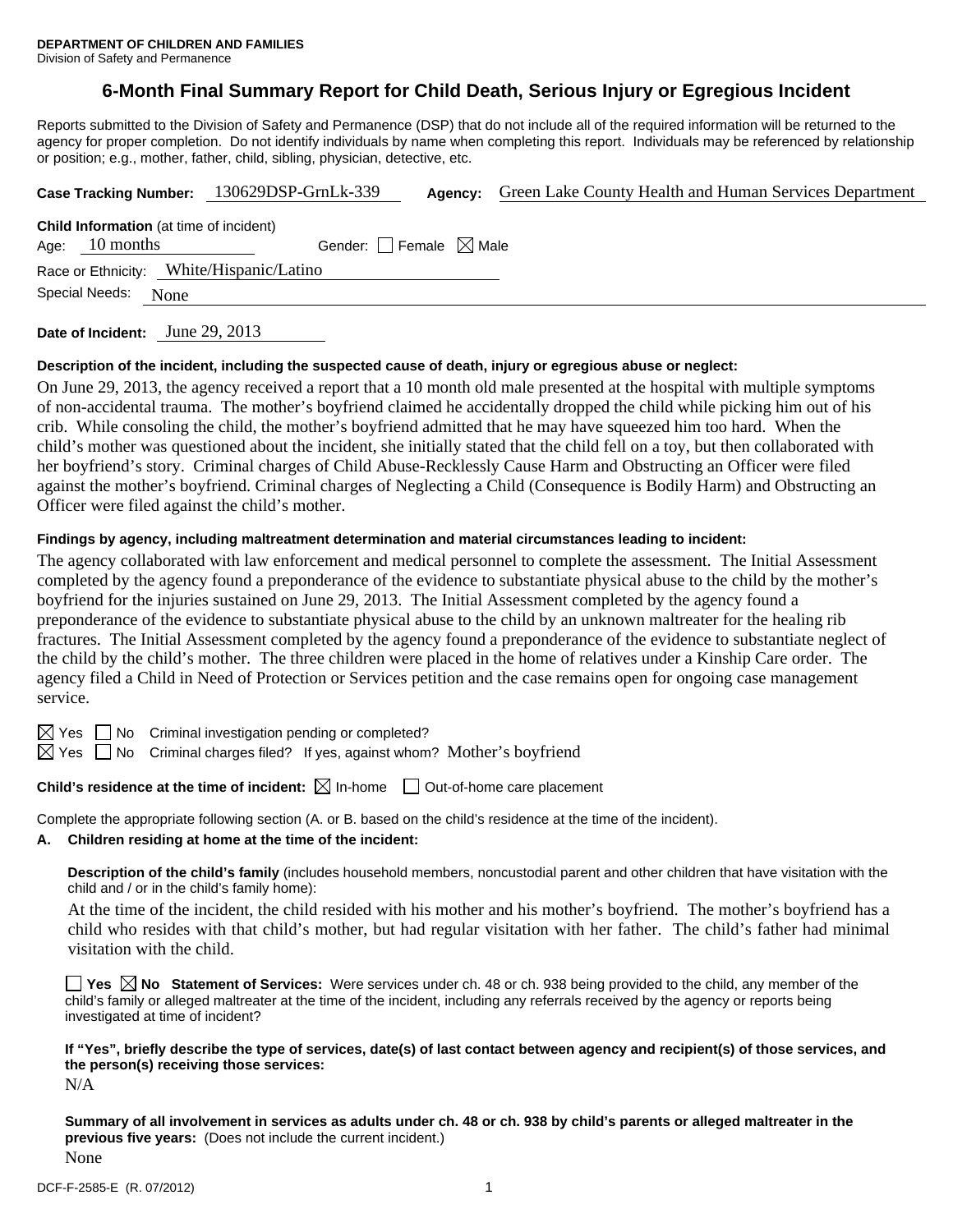**DEPARTMENT OF CHILDREN AND FAMILIES**
Division of Safety and Permanence

# 6-Month Final Summary Report for Child Death, Serious Injury or Egregious Incident

Reports submitted to the Division of Safety and Permanence (DSP) that do not include all of the required information will be returned to the agency for proper completion. Do not identify individuals by name when completing this report. Individuals may be referenced by relationship or position; e.g., mother, father, child, sibling, physician, detective, etc.

**Case Tracking Number:** 130629DSP-GrnLk-339 **Agency:** Green Lake County Health and Human Services Department

**Child Information** (at time of incident)
Age: 10 months Gender: ☐ Female ☒ Male
Race or Ethnicity: White/Hispanic/Latino
Special Needs: None

**Date of Incident:** June 29, 2013

**Description of the incident, including the suspected cause of death, injury or egregious abuse or neglect:**

On June 29, 2013, the agency received a report that a 10 month old male presented at the hospital with multiple symptoms of non-accidental trauma. The mother's boyfriend claimed he accidentally dropped the child while picking him out of his crib. While consoling the child, the mother's boyfriend admitted that he may have squeezed him too hard. When the child's mother was questioned about the incident, she initially stated that the child fell on a toy, but then collaborated with her boyfriend's story. Criminal charges of Child Abuse-Recklessly Cause Harm and Obstructing an Officer were filed against the mother's boyfriend. Criminal charges of Neglecting a Child (Consequence is Bodily Harm) and Obstructing an Officer were filed against the child's mother.

**Findings by agency, including maltreatment determination and material circumstances leading to incident:**

The agency collaborated with law enforcement and medical personnel to complete the assessment. The Initial Assessment completed by the agency found a preponderance of the evidence to substantiate physical abuse to the child by the mother's boyfriend for the injuries sustained on June 29, 2013. The Initial Assessment completed by the agency found a preponderance of the evidence to substantiate physical abuse to the child by an unknown maltreater for the healing rib fractures. The Initial Assessment completed by the agency found a preponderance of the evidence to substantiate neglect of the child by the child's mother. The three children were placed in the home of relatives under a Kinship Care order. The agency filed a Child in Need of Protection or Services petition and the case remains open for ongoing case management service.

☒ Yes ☐ No Criminal investigation pending or completed?
☒ Yes ☐ No Criminal charges filed? If yes, against whom? Mother's boyfriend

**Child's residence at the time of incident:** ☒ In-home ☐ Out-of-home care placement

Complete the appropriate following section (A. or B. based on the child's residence at the time of the incident).

**A. Children residing at home at the time of the incident:**

**Description of the child's family** (includes household members, noncustodial parent and other children that have visitation with the child and / or in the child's family home):

At the time of the incident, the child resided with his mother and his mother's boyfriend. The mother's boyfriend has a child who resides with that child's mother, but had regular visitation with her father. The child's father had minimal visitation with the child.

☐ **Yes** ☒ **No Statement of Services:** Were services under ch. 48 or ch. 938 being provided to the child, any member of the child's family or alleged maltreater at the time of the incident, including any referrals received by the agency or reports being investigated at time of incident?

**If "Yes", briefly describe the type of services, date(s) of last contact between agency and recipient(s) of those services, and the person(s) receiving those services:**

N/A

**Summary of all involvement in services as adults under ch. 48 or ch. 938 by child's parents or alleged maltreater in the previous five years:** (Does not include the current incident.)

None

DCF-F-2585-E (R. 07/2012)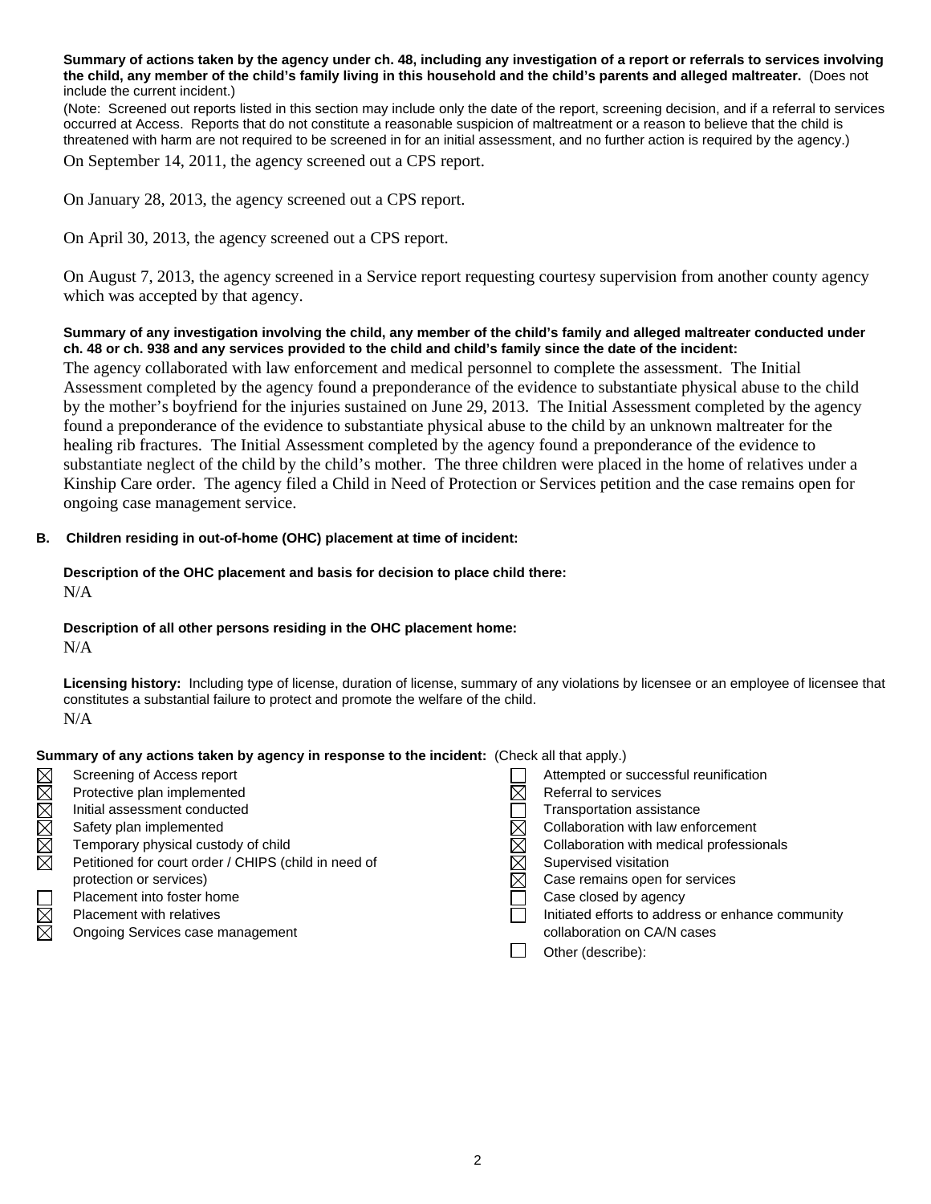**Summary of actions taken by the agency under ch. 48, including any investigation of a report or referrals to services involving the child, any member of the child's family living in this household and the child's parents and alleged maltreater.** (Does not include the current incident.)

(Note: Screened out reports listed in this section may include only the date of the report, screening decision, and if a referral to services occurred at Access. Reports that do not constitute a reasonable suspicion of maltreatment or a reason to believe that the child is threatened with harm are not required to be screened in for an initial assessment, and no further action is required by the agency.)

On September 14, 2011, the agency screened out a CPS report.

On January 28, 2013, the agency screened out a CPS report.

On April 30, 2013, the agency screened out a CPS report.

On August 7, 2013, the agency screened in a Service report requesting courtesy supervision from another county agency which was accepted by that agency.

**Summary of any investigation involving the child, any member of the child's family and alleged maltreater conducted under ch. 48 or ch. 938 and any services provided to the child and child's family since the date of the incident:**

The agency collaborated with law enforcement and medical personnel to complete the assessment. The Initial Assessment completed by the agency found a preponderance of the evidence to substantiate physical abuse to the child by the mother's boyfriend for the injuries sustained on June 29, 2013. The Initial Assessment completed by the agency found a preponderance of the evidence to substantiate physical abuse to the child by an unknown maltreater for the healing rib fractures. The Initial Assessment completed by the agency found a preponderance of the evidence to substantiate neglect of the child by the child's mother. The three children were placed in the home of relatives under a Kinship Care order. The agency filed a Child in Need of Protection or Services petition and the case remains open for ongoing case management service.

**B. Children residing in out-of-home (OHC) placement at time of incident:**

**Description of the OHC placement and basis for decision to place child there:**

N/A

**Description of all other persons residing in the OHC placement home:**

N/A

**Licensing history:** Including type of license, duration of license, summary of any violations by licensee or an employee of licensee that constitutes a substantial failure to protect and promote the welfare of the child.

N/A

**Summary of any actions taken by agency in response to the incident:** (Check all that apply.)

- ☒ Screening of Access report
- ☒ Protective plan implemented
- ☒ Initial assessment conducted
- ☒ Safety plan implemented
- ☒ Temporary physical custody of child
- ☒ Petitioned for court order / CHIPS (child in need of protection or services)
- ☐ Placement into foster home
- ☒ Placement with relatives
- ☒ Ongoing Services case management
- ☐ Attempted or successful reunification
- ☒ Referral to services
- ☐ Transportation assistance
- ☒ Collaboration with law enforcement
- ☒ Collaboration with medical professionals
- ☒ Supervised visitation
- ☒ Case remains open for services
- ☐ Case closed by agency
- ☐ Initiated efforts to address or enhance community collaboration on CA/N cases
- ☐ Other (describe):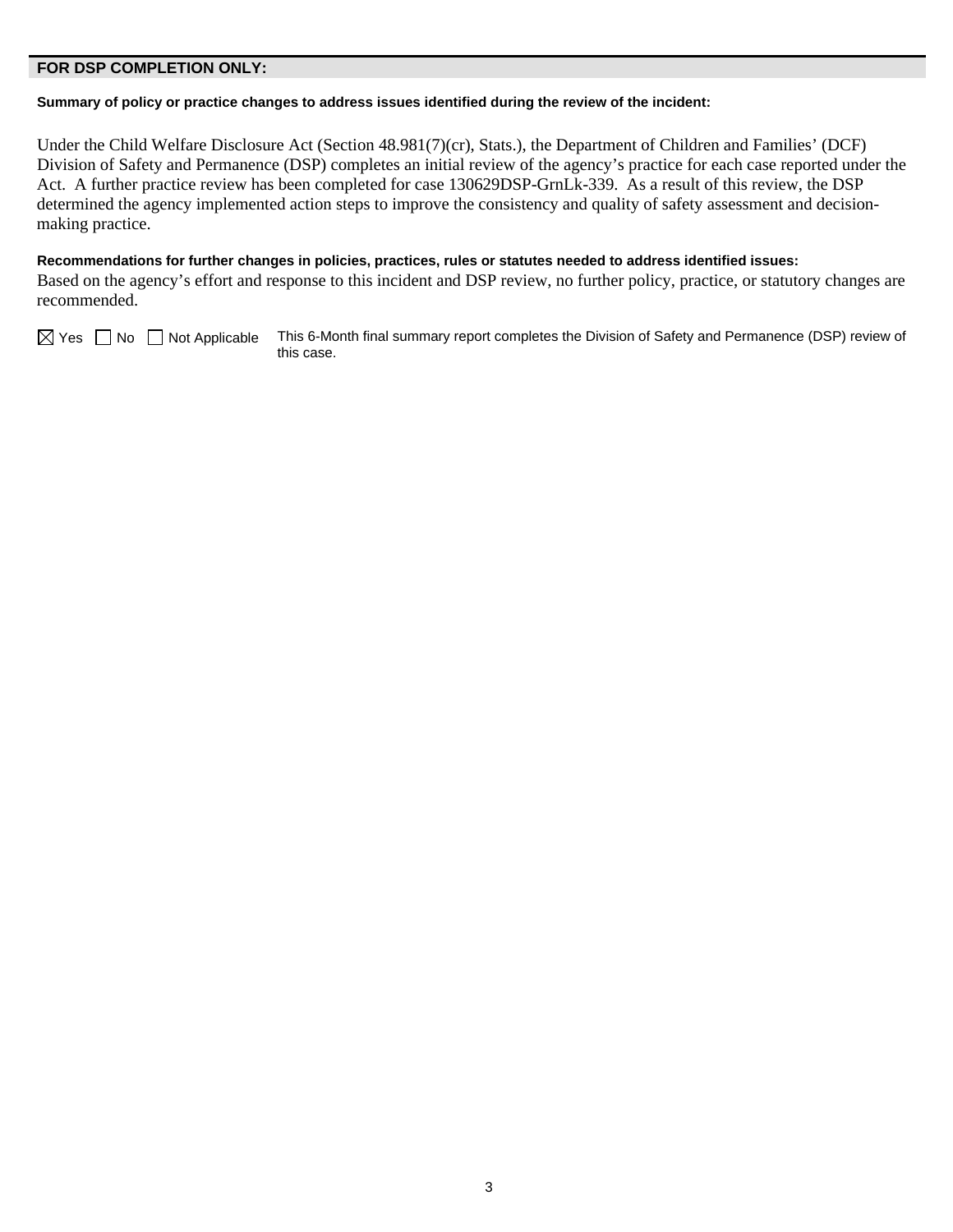## FOR DSP COMPLETION ONLY:

**Summary of policy or practice changes to address issues identified during the review of the incident:**

Under the Child Welfare Disclosure Act (Section 48.981(7)(cr), Stats.), the Department of Children and Families' (DCF) Division of Safety and Permanence (DSP) completes an initial review of the agency's practice for each case reported under the Act. A further practice review has been completed for case 130629DSP-GrnLk-339. As a result of this review, the DSP determined the agency implemented action steps to improve the consistency and quality of safety assessment and decision-making practice.

**Recommendations for further changes in policies, practices, rules or statutes needed to address identified issues:**

Based on the agency's effort and response to this incident and DSP review, no further policy, practice, or statutory changes are recommended.

☒ Yes ☐ No ☐ Not Applicable This 6-Month final summary report completes the Division of Safety and Permanence (DSP) review of this case.